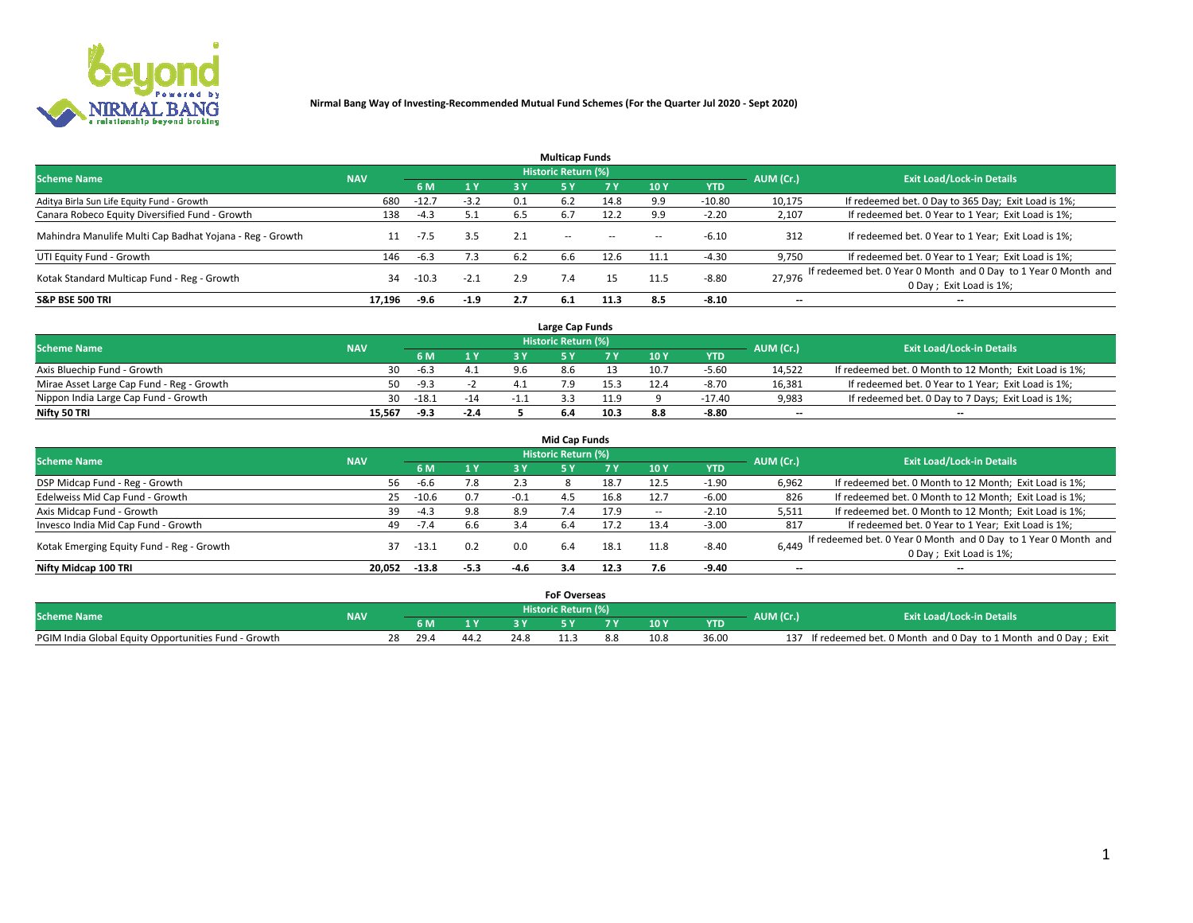**Nirmal Bang Way of Investing-Recommended Mutual Fund Schemes (For the Quarter Jul 2020 - Sept 2020)**

## Multicap Funds

| Scheme Name | NAV | Historic Return (%) | | | | | | | AUM (Cr.) | Exit Load/Lock-in Details |
|---|---|---|---|---|---|---|---|---|---|---|
| | | 6 M | 1 Y | 3 Y | 5 Y | 7 Y | 10 Y | YTD | | |
| Aditya Birla Sun Life Equity Fund - Growth | 680 | -12.7 | -3.2 | 0.1 | 6.2 | 14.8 | 9.9 | -10.80 | 10,175 | If redeemed bet. 0 Day to 365 Day; Exit Load is 1%; |
| Canara Robeco Equity Diversified Fund - Growth | 138 | -4.3 | 5.1 | 6.5 | 6.7 | 12.2 | 9.9 | -2.20 | 2,107 | If redeemed bet. 0 Year to 1 Year; Exit Load is 1%; |
| Mahindra Manulife Multi Cap Badhat Yojana - Reg - Growth | 11 | -7.5 | 3.5 | 2.1 | -- | -- | -- | -6.10 | 312 | If redeemed bet. 0 Year to 1 Year; Exit Load is 1%; |
| UTI Equity Fund - Growth | 146 | -6.3 | 7.3 | 6.2 | 6.6 | 12.6 | 11.1 | -4.30 | 9,750 | If redeemed bet. 0 Year to 1 Year; Exit Load is 1%; |
| Kotak Standard Multicap Fund - Reg - Growth | 34 | -10.3 | -2.1 | 2.9 | 7.4 | 15 | 11.5 | -8.80 | 27,976 | If redeemed bet. 0 Year 0 Month and 0 Day to 1 Year 0 Month and 0 Day ; Exit Load is 1%; |
| **S&P BSE 500 TRI** | **17,196** | **-9.6** | **-1.9** | **2.7** | **6.1** | **11.3** | **8.5** | **-8.10** | **--** | **--** |

## Large Cap Funds

| Scheme Name | NAV | Historic Return (%) | | | | | | | AUM (Cr.) | Exit Load/Lock-in Details |
|---|---|---|---|---|---|---|---|---|---|---|
| | | 6 M | 1 Y | 3 Y | 5 Y | 7 Y | 10 Y | YTD | | |
| Axis Bluechip Fund - Growth | 30 | -6.3 | 4.1 | 9.6 | 8.6 | 13 | 10.7 | -5.60 | 14,522 | If redeemed bet. 0 Month to 12 Month; Exit Load is 1%; |
| Mirae Asset Large Cap Fund - Reg - Growth | 50 | -9.3 | -2 | 4.1 | 7.9 | 15.3 | 12.4 | -8.70 | 16,381 | If redeemed bet. 0 Year to 1 Year; Exit Load is 1%; |
| Nippon India Large Cap Fund - Growth | 30 | -18.1 | -14 | -1.1 | 3.3 | 11.9 | 9 | -17.40 | 9,983 | If redeemed bet. 0 Day to 7 Days; Exit Load is 1%; |
| **Nifty 50 TRI** | **15,567** | **-9.3** | **-2.4** | **5** | **6.4** | **10.3** | **8.8** | **-8.80** | **--** | **--** |

## Mid Cap Funds

| Scheme Name | NAV | Historic Return (%) | | | | | | | AUM (Cr.) | Exit Load/Lock-in Details |
|---|---|---|---|---|---|---|---|---|---|---|
| | | 6 M | 1 Y | 3 Y | 5 Y | 7 Y | 10 Y | YTD | | |
| DSP Midcap Fund - Reg - Growth | 56 | -6.6 | 7.8 | 2.3 | 8 | 18.7 | 12.5 | -1.90 | 6,962 | If redeemed bet. 0 Month to 12 Month; Exit Load is 1%; |
| Edelweiss Mid Cap Fund - Growth | 25 | -10.6 | 0.7 | -0.1 | 4.5 | 16.8 | 12.7 | -6.00 | 826 | If redeemed bet. 0 Month to 12 Month; Exit Load is 1%; |
| Axis Midcap Fund - Growth | 39 | -4.3 | 9.8 | 8.9 | 7.4 | 17.9 | -- | -2.10 | 5,511 | If redeemed bet. 0 Month to 12 Month; Exit Load is 1%; |
| Invesco India Mid Cap Fund - Growth | 49 | -7.4 | 6.6 | 3.4 | 6.4 | 17.2 | 13.4 | -3.00 | 817 | If redeemed bet. 0 Year to 1 Year; Exit Load is 1%; |
| Kotak Emerging Equity Fund - Reg - Growth | 37 | -13.1 | 0.2 | 0.0 | 6.4 | 18.1 | 11.8 | -8.40 | 6,449 | If redeemed bet. 0 Year 0 Month and 0 Day to 1 Year 0 Month and 0 Day ; Exit Load is 1%; |
| **Nifty Midcap 100 TRI** | **20,052** | **-13.8** | **-5.3** | **-4.6** | **3.4** | **12.3** | **7.6** | **-9.40** | **--** | **--** |

## FoF Overseas

| Scheme Name | NAV | Historic Return (%) | | | | | | | AUM (Cr.) | Exit Load/Lock-in Details |
|---|---|---|---|---|---|---|---|---|---|---|
| | | 6 M | 1 Y | 3 Y | 5 Y | 7 Y | 10 Y | YTD | | |
| PGIM India Global Equity Opportunities Fund - Growth | 28 | 29.4 | 44.2 | 24.8 | 11.3 | 8.8 | 10.8 | 36.00 | 137 | If redeemed bet. 0 Month and 0 Day to 1 Month and 0 Day ; Exit |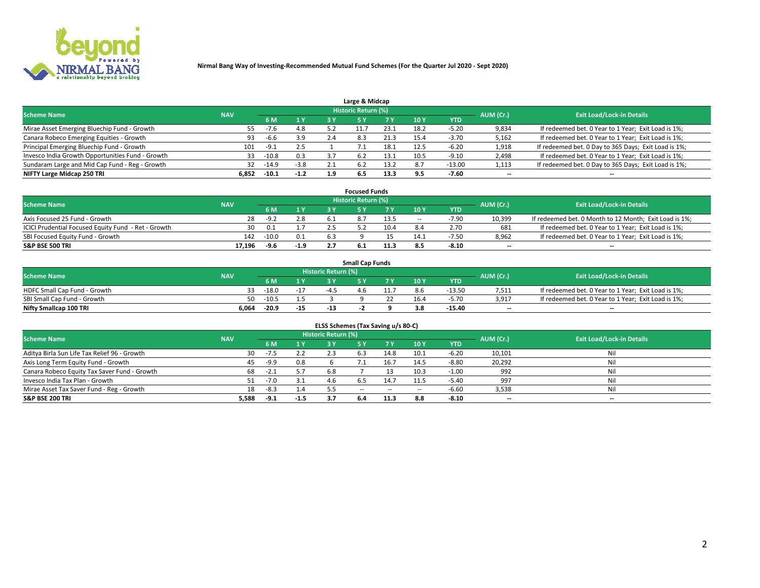**Nirmal Bang Way of Investing-Recommended Mutual Fund Schemes (For the Quarter Jul 2020 - Sept 2020)**

## Large & Midcap

| Scheme Name | NAV | Historic Return (%) | | | | | | | AUM (Cr.) | Exit Load/Lock-in Details |
|---|---|---|---|---|---|---|---|---|---|---|
| | | 6 M | 1 Y | 3 Y | 5 Y | 7 Y | 10 Y | YTD | | |
| Mirae Asset Emerging Bluechip Fund - Growth | 55 | -7.6 | 4.8 | 5.2 | 11.7 | 23.1 | 18.2 | -5.20 | 9,834 | If redeemed bet. 0 Year to 1 Year; Exit Load is 1%; |
| Canara Robeco Emerging Equities - Growth | 93 | -6.6 | 3.9 | 2.4 | 8.3 | 21.3 | 15.4 | -3.70 | 5,162 | If redeemed bet. 0 Year to 1 Year; Exit Load is 1%; |
| Principal Emerging Bluechip Fund - Growth | 101 | -9.1 | 2.5 | 1 | 7.1 | 18.1 | 12.5 | -6.20 | 1,918 | If redeemed bet. 0 Day to 365 Days; Exit Load is 1%; |
| Invesco India Growth Opportunities Fund - Growth | 33 | -10.8 | 0.3 | 3.7 | 6.2 | 13.1 | 10.5 | -9.10 | 2,498 | If redeemed bet. 0 Year to 1 Year; Exit Load is 1%; |
| Sundaram Large and Mid Cap Fund - Reg - Growth | 32 | -14.9 | -3.8 | 2.1 | 6.2 | 13.2 | 8.7 | -13.00 | 1,113 | If redeemed bet. 0 Day to 365 Days; Exit Load is 1%; |
| **NIFTY Large Midcap 250 TRI** | **6,852** | **-10.1** | **-1.2** | **1.9** | **6.5** | **13.3** | **9.5** | **-7.60** | -- | -- |

## Focused Funds

| Scheme Name | NAV | Historic Return (%) | | | | | | | AUM (Cr.) | Exit Load/Lock-in Details |
|---|---|---|---|---|---|---|---|---|---|---|
| | | 6 M | 1 Y | 3 Y | 5 Y | 7 Y | 10 Y | YTD | | |
| Axis Focused 25 Fund - Growth | 28 | -9.2 | 2.8 | 6.1 | 8.7 | 13.5 | -- | -7.90 | 10,399 | If redeemed bet. 0 Month to 12 Month; Exit Load is 1%; |
| ICICI Prudential Focused Equity Fund - Ret - Growth | 30 | 0.1 | 1.7 | 2.5 | 5.2 | 10.4 | 8.4 | 2.70 | 681 | If redeemed bet. 0 Year to 1 Year; Exit Load is 1%; |
| SBI Focused Equity Fund - Growth | 142 | -10.0 | 0.1 | 6.3 | 9 | 15 | 14.1 | -7.50 | 8,962 | If redeemed bet. 0 Year to 1 Year; Exit Load is 1%; |
| **S&P BSE 500 TRI** | **17,196** | **-9.6** | **-1.9** | **2.7** | **6.1** | **11.3** | **8.5** | **-8.10** | -- | -- |

## Small Cap Funds

| Scheme Name | NAV | Historic Return (%) | | | | | | | AUM (Cr.) | Exit Load/Lock-in Details |
|---|---|---|---|---|---|---|---|---|---|---|
| | | 6 M | 1 Y | 3 Y | 5 Y | 7 Y | 10 Y | YTD | | |
| HDFC Small Cap Fund - Growth | 33 | -18.0 | -17 | -4.5 | 4.6 | 11.7 | 8.6 | -13.50 | 7,511 | If redeemed bet. 0 Year to 1 Year; Exit Load is 1%; |
| SBI Small Cap Fund - Growth | 50 | -10.5 | 1.5 | 3 | 9 | 22 | 16.4 | -5.70 | 3,917 | If redeemed bet. 0 Year to 1 Year; Exit Load is 1%; |
| **Nifty Smallcap 100 TRI** | **6,064** | **-20.9** | **-15** | **-13** | **-2** | **9** | **3.8** | **-15.40** | -- | -- |

## ELSS Schemes (Tax Saving u/s 80-C)

| Scheme Name | NAV | Historic Return (%) | | | | | | | AUM (Cr.) | Exit Load/Lock-in Details |
|---|---|---|---|---|---|---|---|---|---|---|
| | | 6 M | 1 Y | 3 Y | 5 Y | 7 Y | 10 Y | YTD | | |
| Aditya Birla Sun Life Tax Relief 96 - Growth | 30 | -7.5 | 2.2 | 2.3 | 6.3 | 14.8 | 10.1 | -6.20 | 10,101 | Nil |
| Axis Long Term Equity Fund - Growth | 45 | -9.9 | 0.8 | 6 | 7.1 | 16.7 | 14.5 | -8.80 | 20,292 | Nil |
| Canara Robeco Equity Tax Saver Fund - Growth | 68 | -2.1 | 5.7 | 6.8 | 7 | 13 | 10.3 | -1.00 | 992 | Nil |
| Invesco India Tax Plan - Growth | 51 | -7.0 | 3.1 | 4.6 | 6.5 | 14.7 | 11.5 | -5.40 | 997 | Nil |
| Mirae Asset Tax Saver Fund - Reg - Growth | 18 | -8.3 | 1.4 | 5.5 | -- | -- | -- | -6.60 | 3,538 | Nil |
| **S&P BSE 200 TRI** | **5,588** | **-9.1** | **-1.5** | **3.7** | **6.4** | **11.3** | **8.8** | **-8.10** | -- | -- |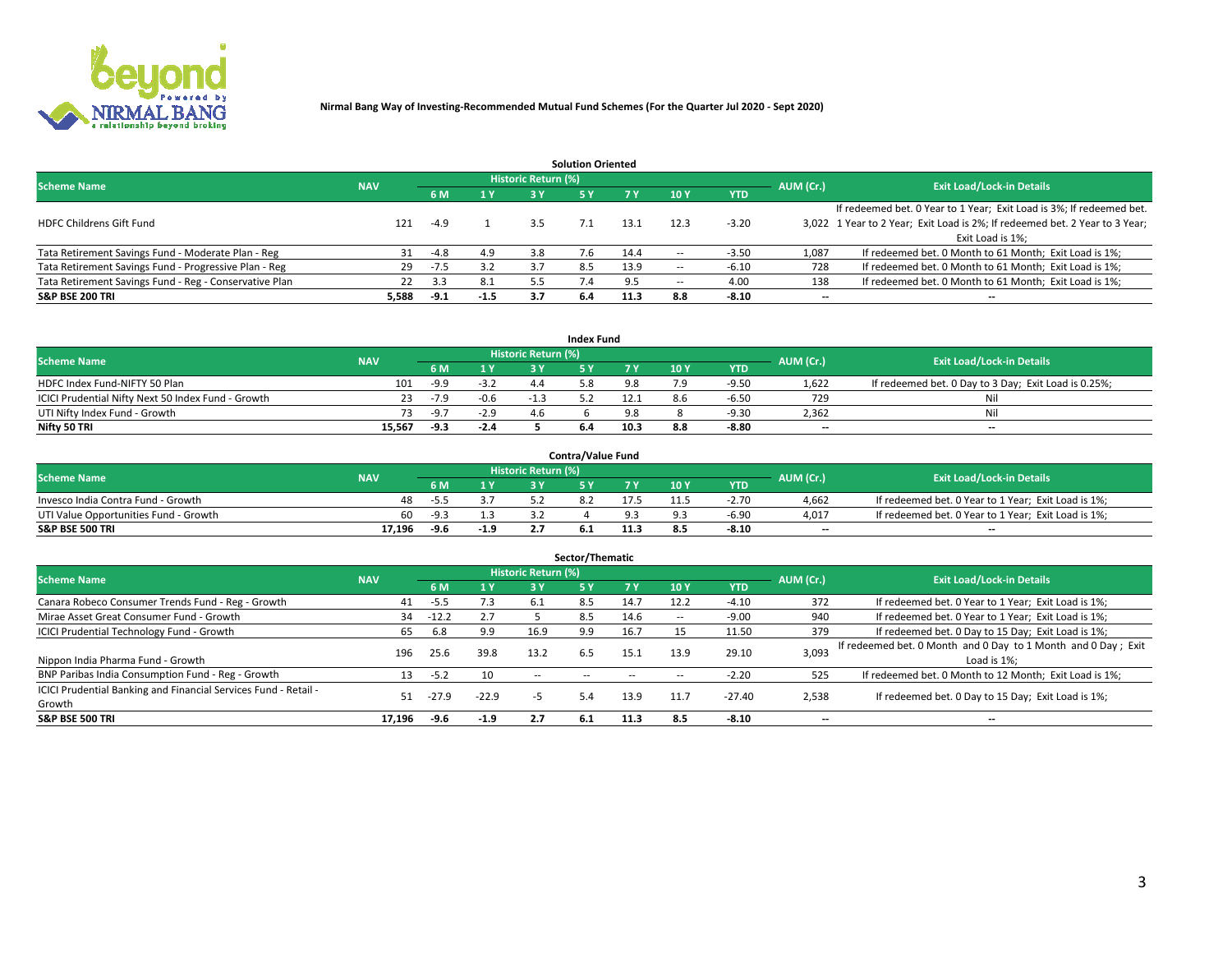**Nirmal Bang Way of Investing-Recommended Mutual Fund Schemes (For the Quarter Jul 2020 - Sept 2020)**

## Solution Oriented

| Scheme Name | NAV | Historic Return (%) | | | | | | | AUM (Cr.) | Exit Load/Lock-in Details |
|---|---|---|---|---|---|---|---|---|---|---|
| | | 6 M | 1 Y | 3 Y | 5 Y | 7 Y | 10 Y | YTD | | |
| HDFC Childrens Gift Fund | 121 | -4.9 | 1 | 3.5 | 7.1 | 13.1 | 12.3 | -3.20 | 3,022 | If redeemed bet. 0 Year to 1 Year; Exit Load is 3%; If redeemed bet. 1 Year to 2 Year; Exit Load is 2%; If redeemed bet. 2 Year to 3 Year; Exit Load is 1%; |
| Tata Retirement Savings Fund - Moderate Plan - Reg | 31 | -4.8 | 4.9 | 3.8 | 7.6 | 14.4 | -- | -3.50 | 1,087 | If redeemed bet. 0 Month to 61 Month; Exit Load is 1%; |
| Tata Retirement Savings Fund - Progressive Plan - Reg | 29 | -7.5 | 3.2 | 3.7 | 8.5 | 13.9 | -- | -6.10 | 728 | If redeemed bet. 0 Month to 61 Month; Exit Load is 1%; |
| Tata Retirement Savings Fund - Reg - Conservative Plan | 22 | 3.3 | 8.1 | 5.5 | 7.4 | 9.5 | -- | 4.00 | 138 | If redeemed bet. 0 Month to 61 Month; Exit Load is 1%; |
| **S&P BSE 200 TRI** | **5,588** | **-9.1** | **-1.5** | **3.7** | **6.4** | **11.3** | **8.8** | **-8.10** | **--** | **--** |

## Index Fund

| Scheme Name | NAV | Historic Return (%) | | | | | | | AUM (Cr.) | Exit Load/Lock-in Details |
|---|---|---|---|---|---|---|---|---|---|---|
| | | 6 M | 1 Y | 3 Y | 5 Y | 7 Y | 10 Y | YTD | | |
| HDFC Index Fund-NIFTY 50 Plan | 101 | -9.9 | -3.2 | 4.4 | 5.8 | 9.8 | 7.9 | -9.50 | 1,622 | If redeemed bet. 0 Day to 3 Day; Exit Load is 0.25%; |
| ICICI Prudential Nifty Next 50 Index Fund - Growth | 23 | -7.9 | -0.6 | -1.3 | 5.2 | 12.1 | 8.6 | -6.50 | 729 | Nil |
| UTI Nifty Index Fund - Growth | 73 | -9.7 | -2.9 | 4.6 | 6 | 9.8 | 8 | -9.30 | 2,362 | Nil |
| **Nifty 50 TRI** | **15,567** | **-9.3** | **-2.4** | **5** | **6.4** | **10.3** | **8.8** | **-8.80** | **--** | **--** |

## Contra/Value Fund

| Scheme Name | NAV | Historic Return (%) | | | | | | | AUM (Cr.) | Exit Load/Lock-in Details |
|---|---|---|---|---|---|---|---|---|---|---|
| | | 6 M | 1 Y | 3 Y | 5 Y | 7 Y | 10 Y | YTD | | |
| Invesco India Contra Fund - Growth | 48 | -5.5 | 3.7 | 5.2 | 8.2 | 17.5 | 11.5 | -2.70 | 4,662 | If redeemed bet. 0 Year to 1 Year; Exit Load is 1%; |
| UTI Value Opportunities Fund - Growth | 60 | -9.3 | 1.3 | 3.2 | 4 | 9.3 | 9.3 | -6.90 | 4,017 | If redeemed bet. 0 Year to 1 Year; Exit Load is 1%; |
| **S&P BSE 500 TRI** | **17,196** | **-9.6** | **-1.9** | **2.7** | **6.1** | **11.3** | **8.5** | **-8.10** | **--** | **--** |

## Sector/Thematic

| Scheme Name | NAV | Historic Return (%) | | | | | | | AUM (Cr.) | Exit Load/Lock-in Details |
|---|---|---|---|---|---|---|---|---|---|---|
| | | 6 M | 1 Y | 3 Y | 5 Y | 7 Y | 10 Y | YTD | | |
| Canara Robeco Consumer Trends Fund - Reg - Growth | 41 | -5.5 | 7.3 | 6.1 | 8.5 | 14.7 | 12.2 | -4.10 | 372 | If redeemed bet. 0 Year to 1 Year; Exit Load is 1%; |
| Mirae Asset Great Consumer Fund - Growth | 34 | -12.2 | 2.7 | 5 | 8.5 | 14.6 | -- | -9.00 | 940 | If redeemed bet. 0 Year to 1 Year; Exit Load is 1%; |
| ICICI Prudential Technology Fund - Growth | 65 | 6.8 | 9.9 | 16.9 | 9.9 | 16.7 | 15 | 11.50 | 379 | If redeemed bet. 0 Day to 15 Day; Exit Load is 1%; |
| Nippon India Pharma Fund - Growth | 196 | 25.6 | 39.8 | 13.2 | 6.5 | 15.1 | 13.9 | 29.10 | 3,093 | If redeemed bet. 0 Month and 0 Day to 1 Month and 0 Day ; Exit Load is 1%; |
| BNP Paribas India Consumption Fund - Reg - Growth | 13 | -5.2 | 10 | -- | -- | -- | -- | -2.20 | 525 | If redeemed bet. 0 Month to 12 Month; Exit Load is 1%; |
| ICICI Prudential Banking and Financial Services Fund - Retail - Growth | 51 | -27.9 | -22.9 | -5 | 5.4 | 13.9 | 11.7 | -27.40 | 2,538 | If redeemed bet. 0 Day to 15 Day; Exit Load is 1%; |
| **S&P BSE 500 TRI** | **17,196** | **-9.6** | **-1.9** | **2.7** | **6.1** | **11.3** | **8.5** | **-8.10** | **--** | **--** |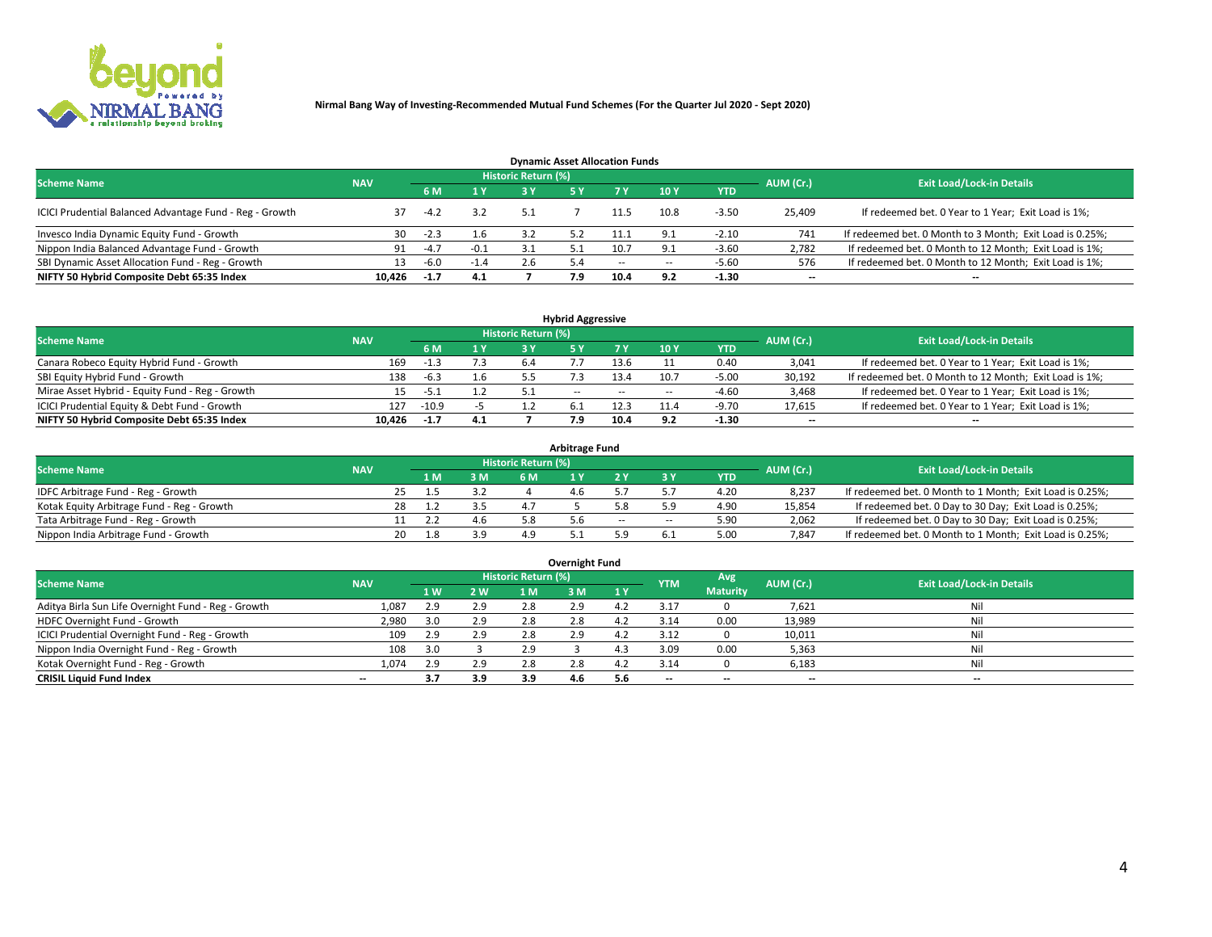**Nirmal Bang Way of Investing-Recommended Mutual Fund Schemes (For the Quarter Jul 2020 - Sept 2020)**

## Dynamic Asset Allocation Funds

| Scheme Name | NAV | Historic Return (%) | | | | | | | AUM (Cr.) | Exit Load/Lock-in Details |
|---|---|---|---|---|---|---|---|---|---|---|
| | | 6 M | 1 Y | 3 Y | 5 Y | 7 Y | 10 Y | YTD | | |
| ICICI Prudential Balanced Advantage Fund - Reg - Growth | 37 | -4.2 | 3.2 | 5.1 | 7 | 11.5 | 10.8 | -3.50 | 25,409 | If redeemed bet. 0 Year to 1 Year; Exit Load is 1%; |
| Invesco India Dynamic Equity Fund - Growth | 30 | -2.3 | 1.6 | 3.2 | 5.2 | 11.1 | 9.1 | -2.10 | 741 | If redeemed bet. 0 Month to 3 Month; Exit Load is 0.25%; |
| Nippon India Balanced Advantage Fund - Growth | 91 | -4.7 | -0.1 | 3.1 | 5.1 | 10.7 | 9.1 | -3.60 | 2,782 | If redeemed bet. 0 Month to 12 Month; Exit Load is 1%; |
| SBI Dynamic Asset Allocation Fund - Reg - Growth | 13 | -6.0 | -1.4 | 2.6 | 5.4 | -- | -- | -5.60 | 576 | If redeemed bet. 0 Month to 12 Month; Exit Load is 1%; |
| **NIFTY 50 Hybrid Composite Debt 65:35 Index** | **10,426** | **-1.7** | **4.1** | **7** | **7.9** | **10.4** | **9.2** | **-1.30** | **--** | **--** |

## Hybrid Aggressive

| Scheme Name | NAV | Historic Return (%) | | | | | | | AUM (Cr.) | Exit Load/Lock-in Details |
|---|---|---|---|---|---|---|---|---|---|---|
| | | 6 M | 1 Y | 3 Y | 5 Y | 7 Y | 10 Y | YTD | | |
| Canara Robeco Equity Hybrid Fund - Growth | 169 | -1.3 | 7.3 | 6.4 | 7.7 | 13.6 | 11 | 0.40 | 3,041 | If redeemed bet. 0 Year to 1 Year; Exit Load is 1%; |
| SBI Equity Hybrid Fund - Growth | 138 | -6.3 | 1.6 | 5.5 | 7.3 | 13.4 | 10.7 | -5.00 | 30,192 | If redeemed bet. 0 Month to 12 Month; Exit Load is 1%; |
| Mirae Asset Hybrid - Equity Fund - Reg - Growth | 15 | -5.1 | 1.2 | 5.1 | -- | -- | -- | -4.60 | 3,468 | If redeemed bet. 0 Year to 1 Year; Exit Load is 1%; |
| ICICI Prudential Equity & Debt Fund - Growth | 127 | -10.9 | -5 | 1.2 | 6.1 | 12.3 | 11.4 | -9.70 | 17,615 | If redeemed bet. 0 Year to 1 Year; Exit Load is 1%; |
| **NIFTY 50 Hybrid Composite Debt 65:35 Index** | **10,426** | **-1.7** | **4.1** | **7** | **7.9** | **10.4** | **9.2** | **-1.30** | **--** | **--** |

## Arbitrage Fund

| Scheme Name | NAV | Historic Return (%) | | | | | | | AUM (Cr.) | Exit Load/Lock-in Details |
|---|---|---|---|---|---|---|---|---|---|---|
| | | 1 M | 3 M | 6 M | 1 Y | 2 Y | 3 Y | YTD | | |
| IDFC Arbitrage Fund - Reg - Growth | 25 | 1.5 | 3.2 | 4 | 4.6 | 5.7 | 5.7 | 4.20 | 8,237 | If redeemed bet. 0 Month to 1 Month; Exit Load is 0.25%; |
| Kotak Equity Arbitrage Fund - Reg - Growth | 28 | 1.2 | 3.5 | 4.7 | 5 | 5.8 | 5.9 | 4.90 | 15,854 | If redeemed bet. 0 Day to 30 Day; Exit Load is 0.25%; |
| Tata Arbitrage Fund - Reg - Growth | 11 | 2.2 | 4.6 | 5.8 | 5.6 | -- | -- | 5.90 | 2,062 | If redeemed bet. 0 Day to 30 Day; Exit Load is 0.25%; |
| Nippon India Arbitrage Fund - Growth | 20 | 1.8 | 3.9 | 4.9 | 5.1 | 5.9 | 6.1 | 5.00 | 7,847 | If redeemed bet. 0 Month to 1 Month; Exit Load is 0.25%; |

## Overnight Fund

| Scheme Name | NAV | Historic Return (%) | | | | | YTM | Avg Maturity | AUM (Cr.) | Exit Load/Lock-in Details |
|---|---|---|---|---|---|---|---|---|---|---|
| | | 1 W | 2 W | 1 M | 3 M | 1 Y | | | | |
| Aditya Birla Sun Life Overnight Fund - Reg - Growth | 1,087 | 2.9 | 2.9 | 2.8 | 2.9 | 4.2 | 3.17 | 0 | 7,621 | Nil |
| HDFC Overnight Fund - Growth | 2,980 | 3.0 | 2.9 | 2.8 | 2.8 | 4.2 | 3.14 | 0.00 | 13,989 | Nil |
| ICICI Prudential Overnight Fund - Reg - Growth | 109 | 2.9 | 2.9 | 2.8 | 2.9 | 4.2 | 3.12 | 0 | 10,011 | Nil |
| Nippon India Overnight Fund - Reg - Growth | 108 | 3.0 | 3 | 2.9 | 3 | 4.3 | 3.09 | 0.00 | 5,363 | Nil |
| Kotak Overnight Fund - Reg - Growth | 1,074 | 2.9 | 2.9 | 2.8 | 2.8 | 4.2 | 3.14 | 0 | 6,183 | Nil |
| **CRISIL Liquid Fund Index** | **--** | **3.7** | **3.9** | **3.9** | **4.6** | **5.6** | **--** | **--** | **--** | **--** |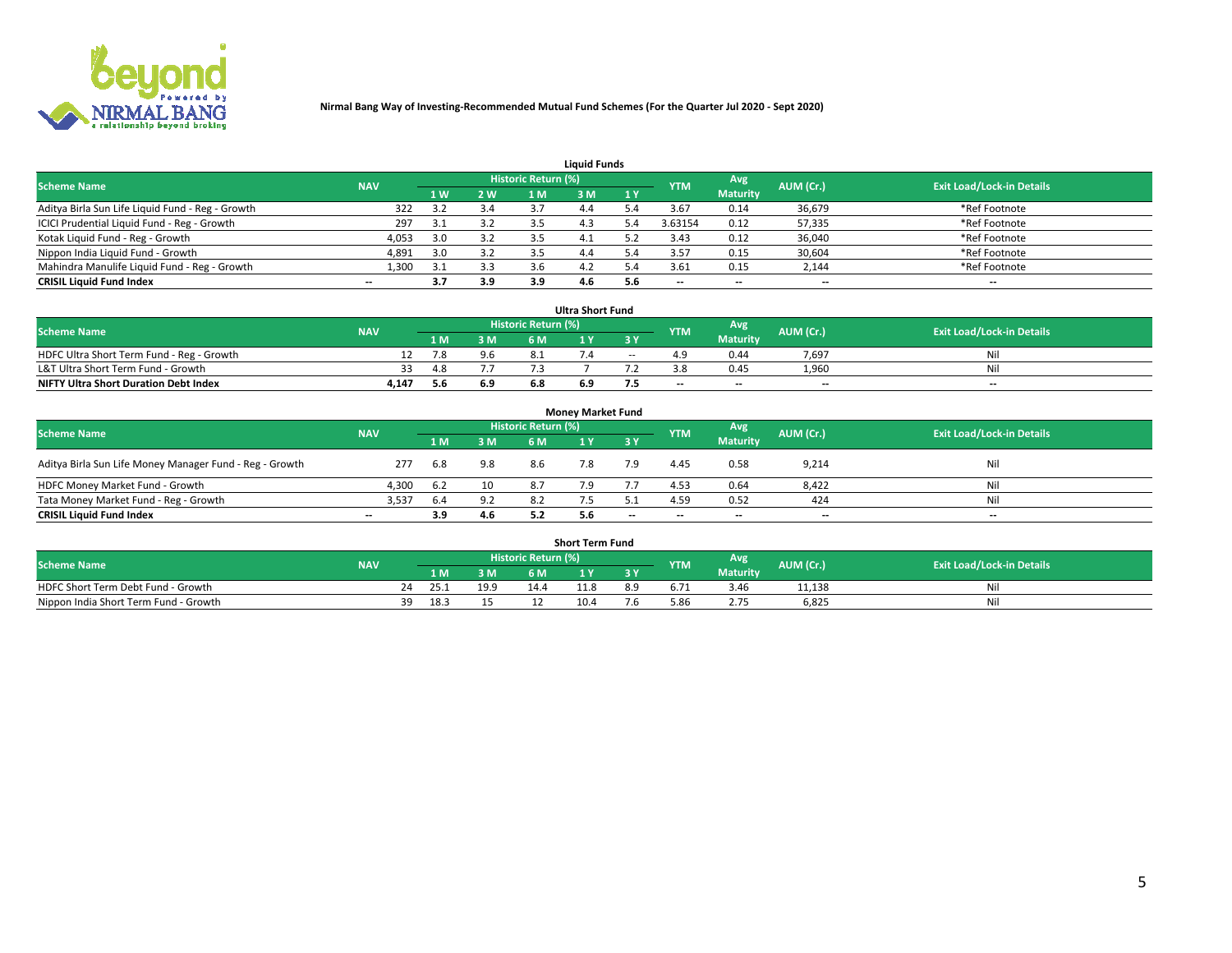**Nirmal Bang Way of Investing-Recommended Mutual Fund Schemes (For the Quarter Jul 2020 - Sept 2020)**

## Liquid Funds

| Scheme Name | NAV | Historic Return (%) | | | | | YTM | Avg Maturity | AUM (Cr.) | Exit Load/Lock-in Details |
|---|---|---|---|---|---|---|---|---|---|---|
| | | 1 W | 2 W | 1 M | 3 M | 1 Y | | | | |
| Aditya Birla Sun Life Liquid Fund - Reg - Growth | 322 | 3.2 | 3.4 | 3.7 | 4.4 | 5.4 | 3.67 | 0.14 | 36,679 | *Ref Footnote |
| ICICI Prudential Liquid Fund - Reg - Growth | 297 | 3.1 | 3.2 | 3.5 | 4.3 | 5.4 | 3.63154 | 0.12 | 57,335 | *Ref Footnote |
| Kotak Liquid Fund - Reg - Growth | 4,053 | 3.0 | 3.2 | 3.5 | 4.1 | 5.2 | 3.43 | 0.12 | 36,040 | *Ref Footnote |
| Nippon India Liquid Fund - Growth | 4,891 | 3.0 | 3.2 | 3.5 | 4.4 | 5.4 | 3.57 | 0.15 | 30,604 | *Ref Footnote |
| Mahindra Manulife Liquid Fund - Reg - Growth | 1,300 | 3.1 | 3.3 | 3.6 | 4.2 | 5.4 | 3.61 | 0.15 | 2,144 | *Ref Footnote |
| **CRISIL Liquid Fund Index** | -- | **3.7** | **3.9** | **3.9** | **4.6** | **5.6** | -- | -- | -- | -- |

## Ultra Short Fund

| Scheme Name | NAV | Historic Return (%) | | | | | YTM | Avg Maturity | AUM (Cr.) | Exit Load/Lock-in Details |
|---|---|---|---|---|---|---|---|---|---|---|
| | | 1 M | 3 M | 6 M | 1 Y | 3 Y | | | | |
| HDFC Ultra Short Term Fund - Reg - Growth | 12 | 7.8 | 9.6 | 8.1 | 7.4 | -- | 4.9 | 0.44 | 7,697 | Nil |
| L&T Ultra Short Term Fund - Growth | 33 | 4.8 | 7.7 | 7.3 | 7 | 7.2 | 3.8 | 0.45 | 1,960 | Nil |
| **NIFTY Ultra Short Duration Debt Index** | **4,147** | **5.6** | **6.9** | **6.8** | **6.9** | **7.5** | -- | -- | -- | -- |

## Money Market Fund

| Scheme Name | NAV | Historic Return (%) | | | | | YTM | Avg Maturity | AUM (Cr.) | Exit Load/Lock-in Details |
|---|---|---|---|---|---|---|---|---|---|---|
| | | 1 M | 3 M | 6 M | 1 Y | 3 Y | | | | |
| Aditya Birla Sun Life Money Manager Fund - Reg - Growth | 277 | 6.8 | 9.8 | 8.6 | 7.8 | 7.9 | 4.45 | 0.58 | 9,214 | Nil |
| HDFC Money Market Fund - Growth | 4,300 | 6.2 | 10 | 8.7 | 7.9 | 7.7 | 4.53 | 0.64 | 8,422 | Nil |
| Tata Money Market Fund - Reg - Growth | 3,537 | 6.4 | 9.2 | 8.2 | 7.5 | 5.1 | 4.59 | 0.52 | 424 | Nil |
| **CRISIL Liquid Fund Index** | -- | **3.9** | **4.6** | **5.2** | **5.6** | -- | -- | -- | -- | -- |

## Short Term Fund

| Scheme Name | NAV | Historic Return (%) | | | | | YTM | Avg Maturity | AUM (Cr.) | Exit Load/Lock-in Details |
|---|---|---|---|---|---|---|---|---|---|---|
| | | 1 M | 3 M | 6 M | 1 Y | 3 Y | | | | |
| HDFC Short Term Debt Fund - Growth | 24 | 25.1 | 19.9 | 14.4 | 11.8 | 8.9 | 6.71 | 3.46 | 11,138 | Nil |
| Nippon India Short Term Fund - Growth | 39 | 18.3 | 15 | 12 | 10.4 | 7.6 | 5.86 | 2.75 | 6,825 | Nil |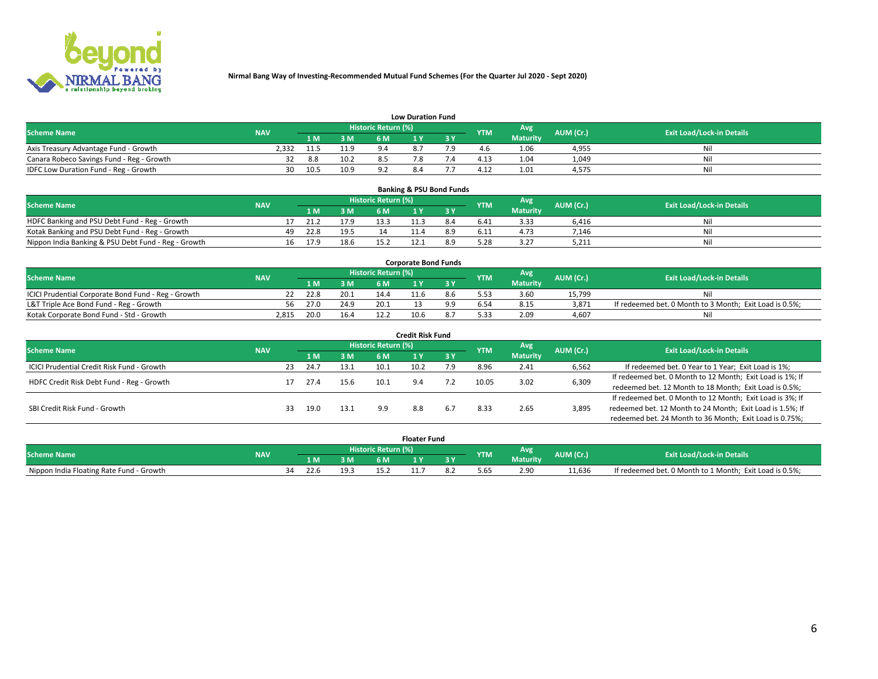**Nirmal Bang Way of Investing-Recommended Mutual Fund Schemes (For the Quarter Jul 2020 - Sept 2020)**

### Low Duration Fund

| Scheme Name | NAV | Historic Return (%) | | | | | YTM | Avg Maturity | AUM (Cr.) | Exit Load/Lock-in Details |
|---|---|---|---|---|---|---|---|---|---|---|
| | | 1 M | 3 M | 6 M | 1 Y | 3 Y | | | | |
| Axis Treasury Advantage Fund - Growth | 2,332 | 11.5 | 11.9 | 9.4 | 8.7 | 7.9 | 4.6 | 1.06 | 4,955 | Nil |
| Canara Robeco Savings Fund - Reg - Growth | 32 | 8.8 | 10.2 | 8.5 | 7.8 | 7.4 | 4.13 | 1.04 | 1,049 | Nil |
| IDFC Low Duration Fund - Reg - Growth | 30 | 10.5 | 10.9 | 9.2 | 8.4 | 7.7 | 4.12 | 1.01 | 4,575 | Nil |

### Banking & PSU Bond Funds

| Scheme Name | NAV | Historic Return (%) | | | | | YTM | Avg Maturity | AUM (Cr.) | Exit Load/Lock-in Details |
|---|---|---|---|---|---|---|---|---|---|---|
| | | 1 M | 3 M | 6 M | 1 Y | 3 Y | | | | |
| HDFC Banking and PSU Debt Fund - Reg - Growth | 17 | 21.2 | 17.9 | 13.3 | 11.3 | 8.4 | 6.41 | 3.33 | 6,416 | Nil |
| Kotak Banking and PSU Debt Fund - Reg - Growth | 49 | 22.8 | 19.5 | 14 | 11.4 | 8.9 | 6.11 | 4.73 | 7,146 | Nil |
| Nippon India Banking & PSU Debt Fund - Reg - Growth | 16 | 17.9 | 18.6 | 15.2 | 12.1 | 8.9 | 5.28 | 3.27 | 5,211 | Nil |

### Corporate Bond Funds

| Scheme Name | NAV | Historic Return (%) | | | | | YTM | Avg Maturity | AUM (Cr.) | Exit Load/Lock-in Details |
|---|---|---|---|---|---|---|---|---|---|---|
| | | 1 M | 3 M | 6 M | 1 Y | 3 Y | | | | |
| ICICI Prudential Corporate Bond Fund - Reg - Growth | 22 | 22.8 | 20.1 | 14.4 | 11.6 | 8.6 | 5.53 | 3.60 | 15,799 | Nil |
| L&T Triple Ace Bond Fund - Reg - Growth | 56 | 27.0 | 24.9 | 20.1 | 13 | 9.9 | 6.54 | 8.15 | 3,871 | If redeemed bet. 0 Month to 3 Month; Exit Load is 0.5%; |
| Kotak Corporate Bond Fund - Std - Growth | 2,815 | 20.0 | 16.4 | 12.2 | 10.6 | 8.7 | 5.33 | 2.09 | 4,607 | Nil |

### Credit Risk Fund

| Scheme Name | NAV | Historic Return (%) | | | | | YTM | Avg Maturity | AUM (Cr.) | Exit Load/Lock-in Details |
|---|---|---|---|---|---|---|---|---|---|---|
| | | 1 M | 3 M | 6 M | 1 Y | 3 Y | | | | |
| ICICI Prudential Credit Risk Fund - Growth | 23 | 24.7 | 13.1 | 10.1 | 10.2 | 7.9 | 8.96 | 2.41 | 6,562 | If redeemed bet. 0 Year to 1 Year; Exit Load is 1%; |
| HDFC Credit Risk Debt Fund - Reg - Growth | 17 | 27.4 | 15.6 | 10.1 | 9.4 | 7.2 | 10.05 | 3.02 | 6,309 | If redeemed bet. 0 Month to 12 Month; Exit Load is 1%; If redeemed bet. 12 Month to 18 Month; Exit Load is 0.5%; |
| SBI Credit Risk Fund - Growth | 33 | 19.0 | 13.1 | 9.9 | 8.8 | 6.7 | 8.33 | 2.65 | 3,895 | If redeemed bet. 0 Month to 12 Month; Exit Load is 3%; If redeemed bet. 12 Month to 24 Month; Exit Load is 1.5%; If redeemed bet. 24 Month to 36 Month; Exit Load is 0.75%; |

### Floater Fund

| Scheme Name | NAV | Historic Return (%) | | | | | YTM | Avg Maturity | AUM (Cr.) | Exit Load/Lock-in Details |
|---|---|---|---|---|---|---|---|---|---|---|
| | | 1 M | 3 M | 6 M | 1 Y | 3 Y | | | | |
| Nippon India Floating Rate Fund - Growth | 34 | 22.6 | 19.3 | 15.2 | 11.7 | 8.2 | 5.65 | 2.90 | 11,636 | If redeemed bet. 0 Month to 1 Month; Exit Load is 0.5%; |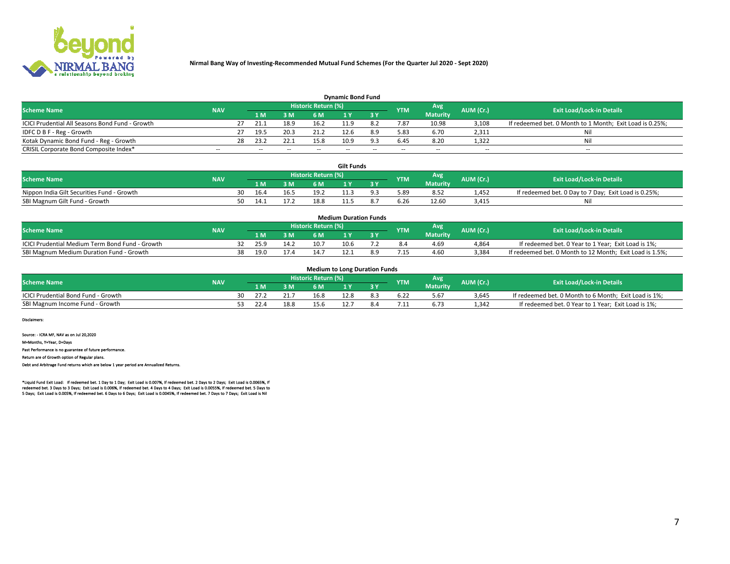**Nirmal Bang Way of Investing-Recommended Mutual Fund Schemes (For the Quarter Jul 2020 - Sept 2020)**

### Dynamic Bond Fund

| Scheme Name | NAV | Historic Return (%) | | | | | YTM | Avg Maturity | AUM (Cr.) | Exit Load/Lock-in Details |
|---|---|---|---|---|---|---|---|---|---|---|
| | | 1 M | 3 M | 6 M | 1 Y | 3 Y | | | | |
| ICICI Prudential All Seasons Bond Fund - Growth | 27 | 21.1 | 18.9 | 16.2 | 11.9 | 8.2 | 7.87 | 10.98 | 3,108 | If redeemed bet. 0 Month to 1 Month; Exit Load is 0.25%; |
| IDFC D B F - Reg - Growth | 27 | 19.5 | 20.3 | 21.2 | 12.6 | 8.9 | 5.83 | 6.70 | 2,311 | Nil |
| Kotak Dynamic Bond Fund - Reg - Growth | 28 | 23.2 | 22.1 | 15.8 | 10.9 | 9.3 | 6.45 | 8.20 | 1,322 | Nil |
| CRISIL Corporate Bond Composite Index* | -- | -- | -- | -- | -- | -- | -- | -- | -- | -- |

### Gilt Funds

| Scheme Name | NAV | Historic Return (%) | | | | | YTM | Avg Maturity | AUM (Cr.) | Exit Load/Lock-in Details |
|---|---|---|---|---|---|---|---|---|---|---|
| | | 1 M | 3 M | 6 M | 1 Y | 3 Y | | | | |
| Nippon India Gilt Securities Fund - Growth | 30 | 16.4 | 16.5 | 19.2 | 11.3 | 9.3 | 5.89 | 8.52 | 1,452 | If redeemed bet. 0 Day to 7 Day; Exit Load is 0.25%; |
| SBI Magnum Gilt Fund - Growth | 50 | 14.1 | 17.2 | 18.8 | 11.5 | 8.7 | 6.26 | 12.60 | 3,415 | Nil |

### Medium Duration Funds

| Scheme Name | NAV | Historic Return (%) | | | | | YTM | Avg Maturity | AUM (Cr.) | Exit Load/Lock-in Details |
|---|---|---|---|---|---|---|---|---|---|---|
| | | 1 M | 3 M | 6 M | 1 Y | 3 Y | | | | |
| ICICI Prudential Medium Term Bond Fund - Growth | 32 | 25.9 | 14.2 | 10.7 | 10.6 | 7.2 | 8.4 | 4.69 | 4,864 | If redeemed bet. 0 Year to 1 Year; Exit Load is 1%; |
| SBI Magnum Medium Duration Fund - Growth | 38 | 19.0 | 17.4 | 14.7 | 12.1 | 8.9 | 7.15 | 4.60 | 3,384 | If redeemed bet. 0 Month to 12 Month; Exit Load is 1.5%; |

### Medium to Long Duration Funds

| Scheme Name | NAV | Historic Return (%) | | | | | YTM | Avg Maturity | AUM (Cr.) | Exit Load/Lock-in Details |
|---|---|---|---|---|---|---|---|---|---|---|
| | | 1 M | 3 M | 6 M | 1 Y | 3 Y | | | | |
| ICICI Prudential Bond Fund - Growth | 30 | 27.2 | 21.7 | 16.8 | 12.8 | 8.3 | 6.22 | 5.67 | 3,645 | If redeemed bet. 0 Month to 6 Month; Exit Load is 1%; |
| SBI Magnum Income Fund - Growth | 53 | 22.4 | 18.8 | 15.6 | 12.7 | 8.4 | 7.11 | 6.73 | 1,342 | If redeemed bet. 0 Year to 1 Year; Exit Load is 1%; |

Disclaimers:

Source: - ICRA MF, NAV as on Jul 20,2020

M=Months, Y=Year, D=Days

Past Performance is no guarantee of future performance.

Return are of Growth option of Regular plans.

Debt and Arbitrage Fund returns which are below 1 year period are Annualized Returns.

*Liquid Fund Exit Load: If redeemed bet. 1 Day to 1 Day; Exit Load is 0.007%, If redeemed bet. 2 Days to 2 Days; Exit Load is 0.0065%, If redeemed bet. 3 Days to 3 Days; Exit Load is 0.006%, If redeemed bet. 4 Days to 4 Days; Exit Load is 0.0055%, If redeemed bet. 5 Days to 5 Days; Exit Load is 0.005%, If redeemed bet. 6 Days to 6 Days; Exit Load is 0.0045%, If redeemed bet. 7 Days to 7 Days; Exit Load is Nil